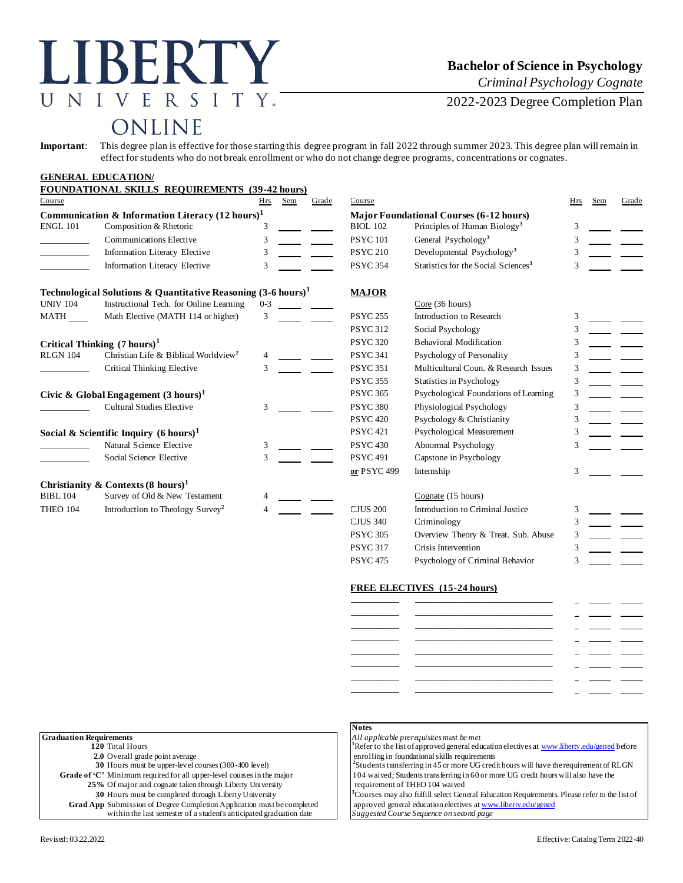# LIBERTY UNIVERSITY ONLINE

## Bachelor of Science in Psychology

*Criminal Psychology Cognate*

2022-2023 Degree Completion Plan

**Important**: This degree plan is effective for those starting this degree program in fall 2022 through summer 2023. This degree plan will remain in effect for students who do not break enrollment or who do not change degree programs, concentrations or cognates.

### GENERAL EDUCATION/ FOUNDATIONAL SKILLS REQUIREMENTS (39-42 hours)

| Course | | Hrs | Sem | Grade |
|---|---|---|---|---|
| **Communication & Information Literacy (12 hours)[1]** | | | | |
| ENGL 101 | Composition & Rhetoric | 3 | | |
| ______ | Communications Elective | 3 | | |
| ______ | Information Literacy Elective | 3 | | |
| ______ | Information Literacy Elective | 3 | | |
| **Technological Solutions & Quantitative Reasoning (3-6 hours)[1]** | | | | |
| UNIV 104 | Instructional Tech. for Online Learning | 0-3 | | |
| MATH ____ | Math Elective (MATH 114 or higher) | 3 | | |
| **Critical Thinking (7 hours)[1]** | | | | |
| RLGN 104 | Christian Life & Biblical Worldview[2] | 4 | | |
| ______ | Critical Thinking Elective | 3 | | |
| **Civic & Global Engagement (3 hours)[1]** | | | | |
| ______ | Cultural Studies Elective | 3 | | |
| **Social & Scientific Inquiry (6 hours)[1]** | | | | |
| ______ | Natural Science Elective | 3 | | |
| ______ | Social Science Elective | 3 | | |
| **Christianity & Contexts (8 hours)[1]** | | | | |
| BIBL 104 | Survey of Old & New Testament | 4 | | |
| THEO 104 | Introduction to Theology Survey[2] | 4 | | |

| Course | | Hrs | Sem | Grade |
|---|---|---|---|---|
| **Major Foundational Courses (6-12 hours)** | | | | |
| BIOL 102 | Principles of Human Biology[3] | 3 | | |
| PSYC 101 | General Psychology[3] | 3 | | |
| PSYC 210 | Developmental Psychology[3] | 3 | | |
| PSYC 354 | Statistics for the Social Sciences[3] | 3 | | |
| **MAJOR** | | | | |
| | Core (36 hours) | | | |
| PSYC 255 | Introduction to Research | 3 | | |
| PSYC 312 | Social Psychology | 3 | | |
| PSYC 320 | Behavioral Modification | 3 | | |
| PSYC 341 | Psychology of Personality | 3 | | |
| PSYC 351 | Multicultural Coun. & Research Issues | 3 | | |
| PSYC 355 | Statistics in Psychology | 3 | | |
| PSYC 365 | Psychological Foundations of Learning | 3 | | |
| PSYC 380 | Physiological Psychology | 3 | | |
| PSYC 420 | Psychology & Christianity | 3 | | |
| PSYC 421 | Psychological Measurement | 3 | | |
| PSYC 430 | Abnormal Psychology | 3 | | |
| PSYC 491 | Capstone in Psychology | | | |
| or PSYC 499 | Internship | 3 | | |
| | Cognate (15 hours) | | | |
| CJUS 200 | Introduction to Criminal Justice | 3 | | |
| CJUS 340 | Criminology | 3 | | |
| PSYC 305 | Overview Theory & Treat. Sub. Abuse | 3 | | |
| PSYC 317 | Crisis Intervention | 3 | | |
| PSYC 475 | Psychology of Criminal Behavior | 3 | | |

### FREE ELECTIVES (15-24 hours)

| Course | | Hrs | Sem | Grade |
|---|---|---|---|---|
| | | | | |
| | | | | |
| | | | | |
| | | | | |
| | | | | |
| | | | | |
| | | | | |
| | | | | |

**Graduation Requirements**

- **120** Total Hours
- **2.0** Overall grade point average
- **30** Hours must be upper-level courses (300-400 level)
- **Grade of 'C'** Minimum required for all upper-level courses in the major
- **25%** Of major and cognate taken through Liberty University
- **30** Hours must be completed through Liberty University
- **Grad App** Submission of Degree Completion Application must be completed within the last semester of a student's anticipated graduation date

**Notes**

*All applicable prerequisites must be met*

[1]Refer to the list of approved general education electives at www.liberty.edu/gened before enrolling in foundational skills requirements

[2]Students transferring in 45 or more UG credit hours will have the requirement of RLGN 104 waived; Students transferring in 60 or more UG credit hours will also have the requirement of THEO 104 waived

[3]Courses may also fulfill select General Education Requirements. Please refer to the list of approved general education electives at www.liberty.edu/gened

*Suggested Course Sequence on second page*

Revised: 03.22.2022

Effective: Catalog Term 2022-40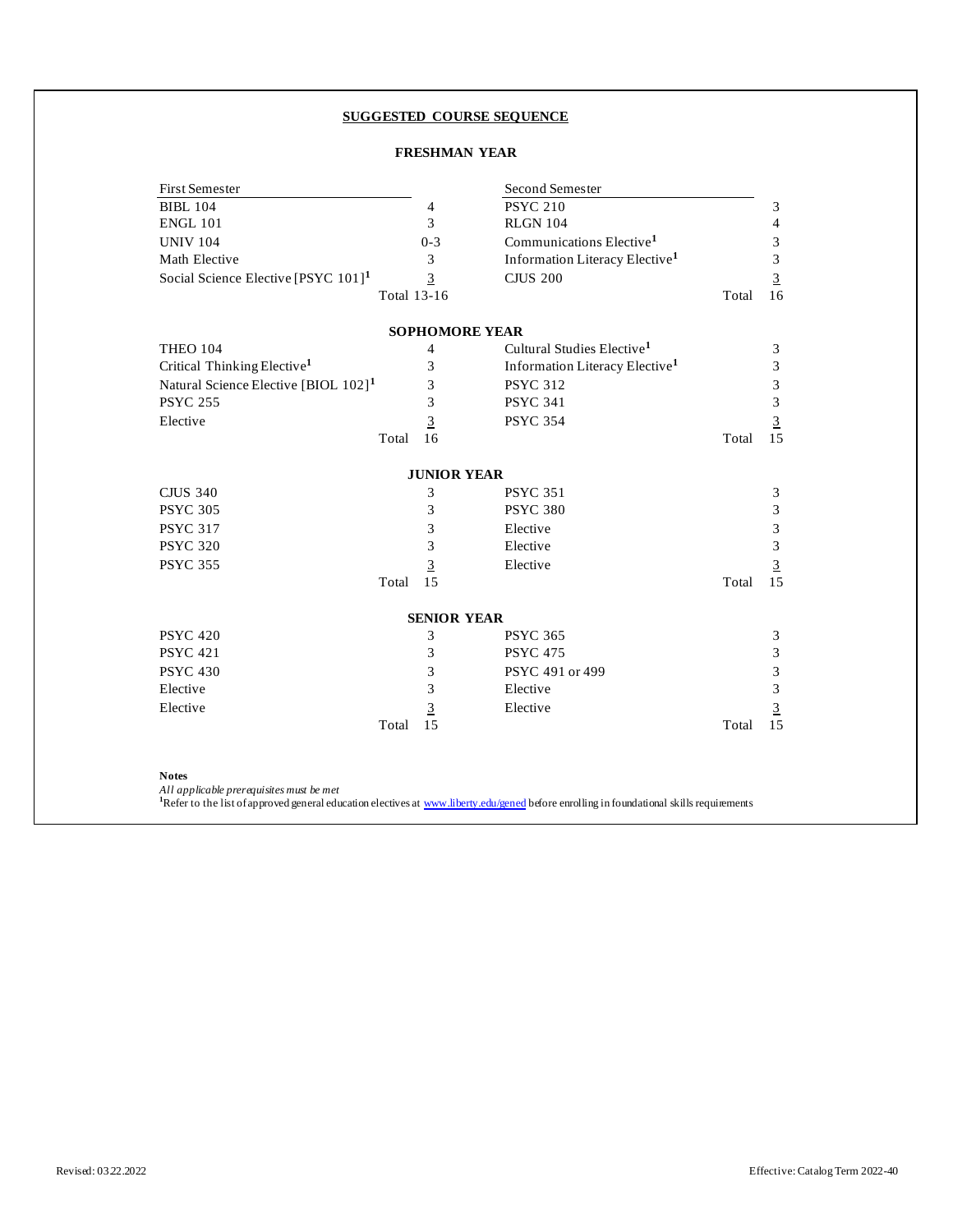## SUGGESTED COURSE SEQUENCE

### FRESHMAN YEAR

| First Semester | | Second Semester | |
|---|---|---|---|
| BIBL 104 | 4 | PSYC 210 | 3 |
| ENGL 101 | 3 | RLGN 104 | 4 |
| UNIV 104 | 0-3 | Communications Elective[1] | 3 |
| Math Elective | 3 | Information Literacy Elective[1] | 3 |
| Social Science Elective [PSYC 101][1] | 3 | CJUS 200 | 3 |
| Total | 13-16 | Total | 16 |

### SOPHOMORE YEAR

| | | | |
|---|---|---|---|
| THEO 104 | 4 | Cultural Studies Elective[1] | 3 |
| Critical Thinking Elective[1] | 3 | Information Literacy Elective[1] | 3 |
| Natural Science Elective [BIOL 102][1] | 3 | PSYC 312 | 3 |
| PSYC 255 | 3 | PSYC 341 | 3 |
| Elective | 3 | PSYC 354 | 3 |
| Total | 16 | Total | 15 |

### JUNIOR YEAR

| | | | |
|---|---|---|---|
| CJUS 340 | 3 | PSYC 351 | 3 |
| PSYC 305 | 3 | PSYC 380 | 3 |
| PSYC 317 | 3 | Elective | 3 |
| PSYC 320 | 3 | Elective | 3 |
| PSYC 355 | 3 | Elective | 3 |
| Total | 15 | Total | 15 |

### SENIOR YEAR

| | | | |
|---|---|---|---|
| PSYC 420 | 3 | PSYC 365 | 3 |
| PSYC 421 | 3 | PSYC 475 | 3 |
| PSYC 430 | 3 | PSYC 491 or 499 | 3 |
| Elective | 3 | Elective | 3 |
| Elective | 3 | Elective | 3 |
| Total | 15 | Total | 15 |

**Notes**

*All applicable prerequisites must be met*

[1]Refer to the list of approved general education electives at www.liberty.edu/gened before enrolling in foundational skills requirements

Revised: 03.22.2022

Effective: Catalog Term 2022-40